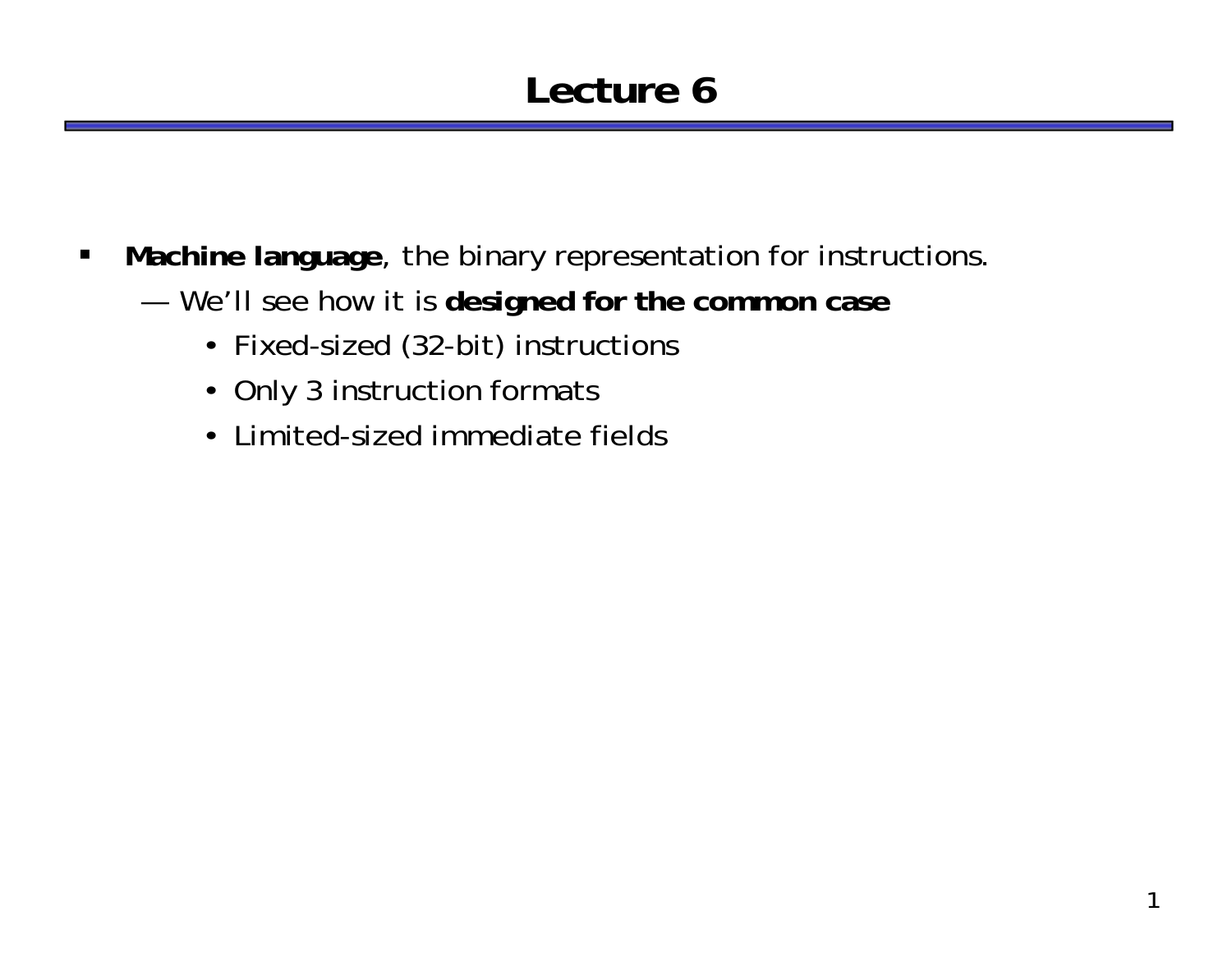# Lecture 6

- **Machine language**, the binary representation for instructions.
  - — We'll see how it is **designed for the common case**
    - Fixed-sized (32-bit) instructions
    - Only 3 instruction formats
    - Limited-sized immediate fields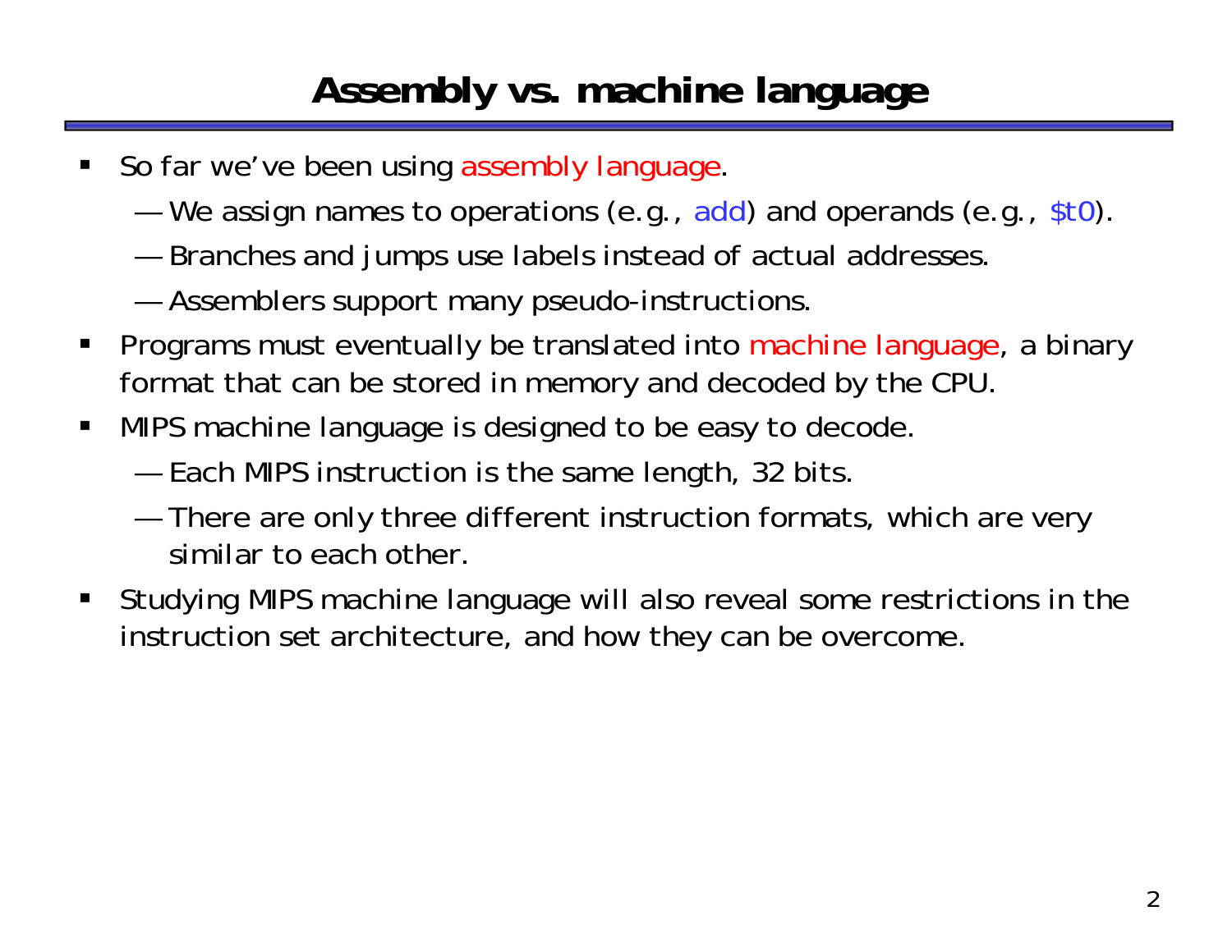# Assembly vs. machine language

- So far we've been using assembly language.
  - We assign names to operations (e.g., add) and operands (e.g., $t0).
  - Branches and jumps use labels instead of actual addresses.
  - Assemblers support many pseudo-instructions.
- Programs must eventually be translated into machine language, a binary format that can be stored in memory and decoded by the CPU.
- MIPS machine language is designed to be easy to decode.
  - Each MIPS instruction is the same length, 32 bits.
  - There are only three different instruction formats, which are very similar to each other.
- Studying MIPS machine language will also reveal some restrictions in the instruction set architecture, and how they can be overcome.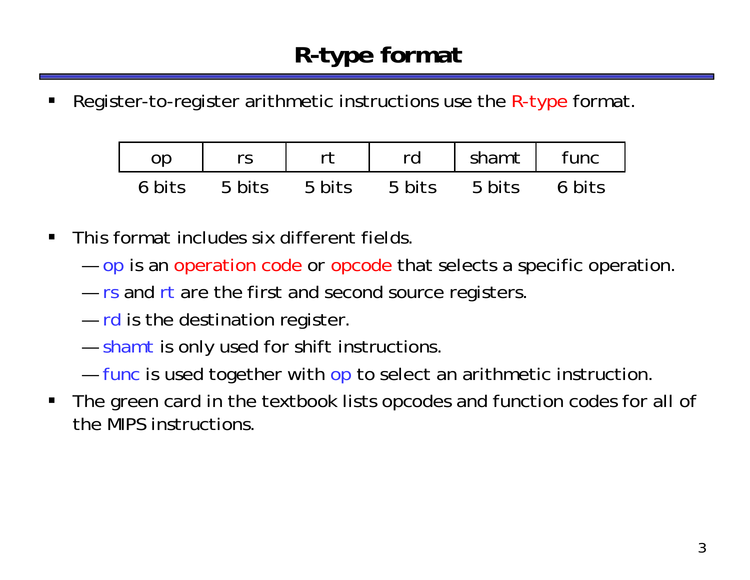# R-type format

- Register-to-register arithmetic instructions use the R-type format.

| op | rs | rt | rd | shamt | func |
|---|---|---|---|---|---|
| 6 bits | 5 bits | 5 bits | 5 bits | 5 bits | 6 bits |

- This format includes six different fields.
  - op is an operation code or opcode that selects a specific operation.
  - rs and rt are the first and second source registers.
  - rd is the destination register.
  - shamt is only used for shift instructions.
  - func is used together with op to select an arithmetic instruction.
- The green card in the textbook lists opcodes and function codes for all of the MIPS instructions.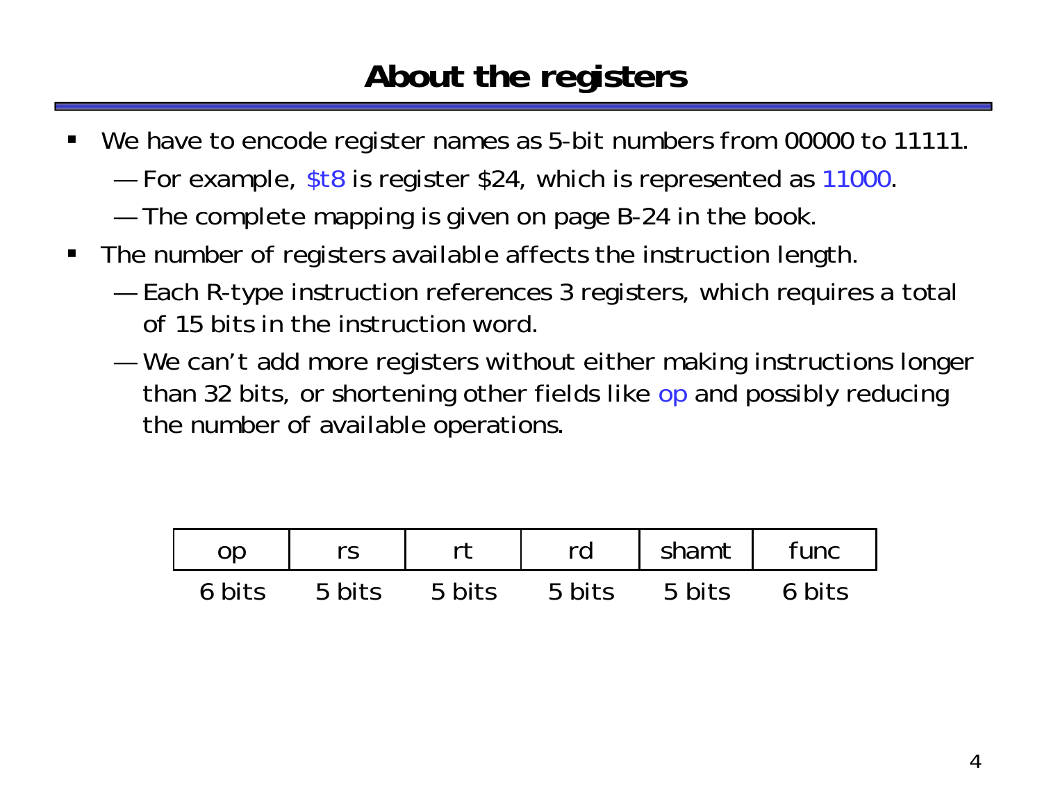# About the registers

- We have to encode register names as 5-bit numbers from 00000 to 11111.
  - For example, $t8 is register $24, which is represented as 11000.
  - The complete mapping is given on page B-24 in the book.
- The number of registers available affects the instruction length.
  - Each R-type instruction references 3 registers, which requires a total of 15 bits in the instruction word.
  - We can't add more registers without either making instructions longer than 32 bits, or shortening other fields like op and possibly reducing the number of available operations.

| op | rs | rt | rd | shamt | func |
|---|---|---|---|---|---|
| 6 bits | 5 bits | 5 bits | 5 bits | 5 bits | 6 bits |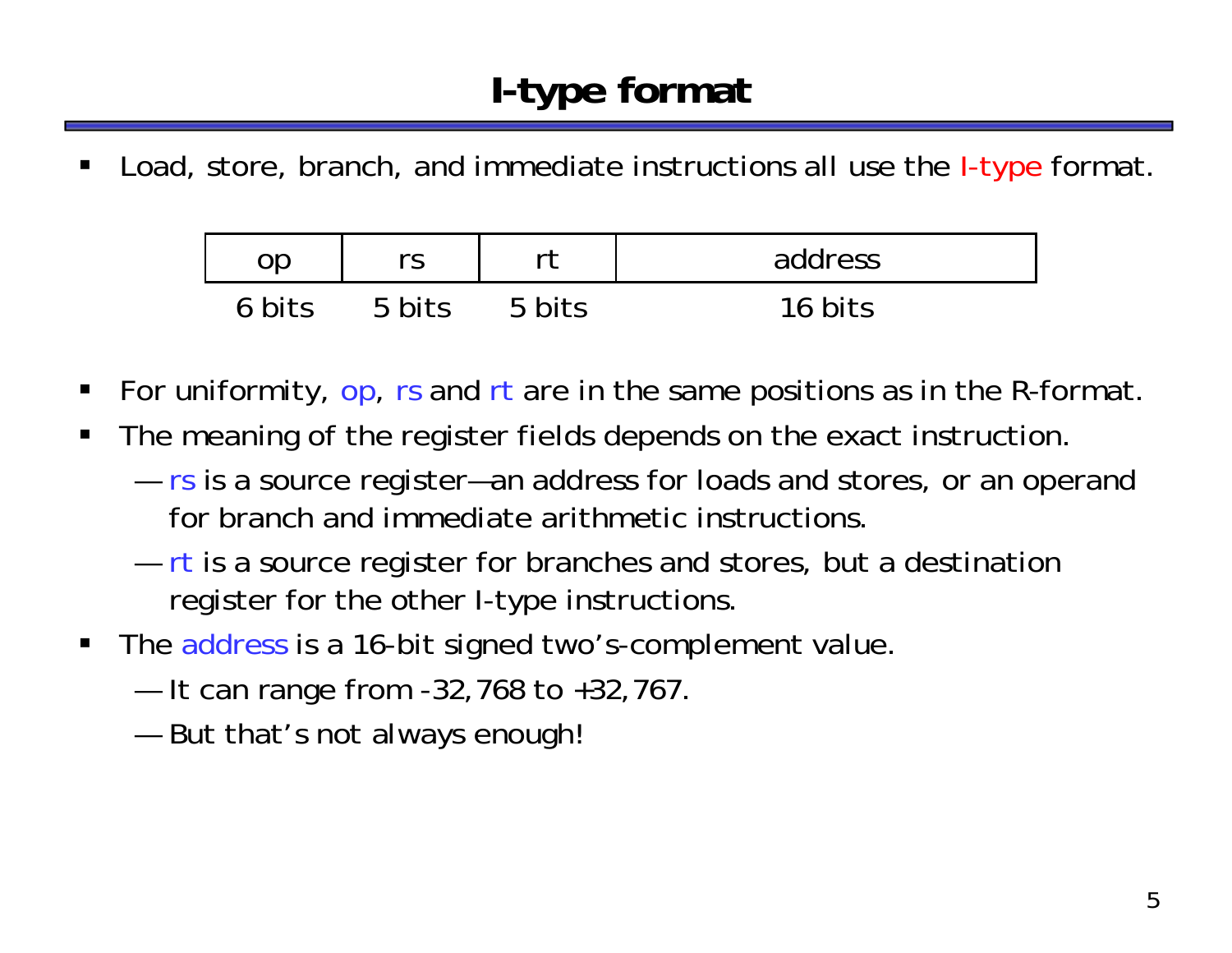# I-type format

- Load, store, branch, and immediate instructions all use the I-type format.

| op | rs | rt | address |
|---|---|---|---|
| 6 bits | 5 bits | 5 bits | 16 bits |

- For uniformity, op, rs and rt are in the same positions as in the R-format.
- The meaning of the register fields depends on the exact instruction.
  - rs is a source register—an address for loads and stores, or an operand for branch and immediate arithmetic instructions.
  - rt is a source register for branches and stores, but a destination register for the other I-type instructions.
- The address is a 16-bit signed two's-complement value.
  - It can range from -32,768 to +32,767.
  - But that's not always enough!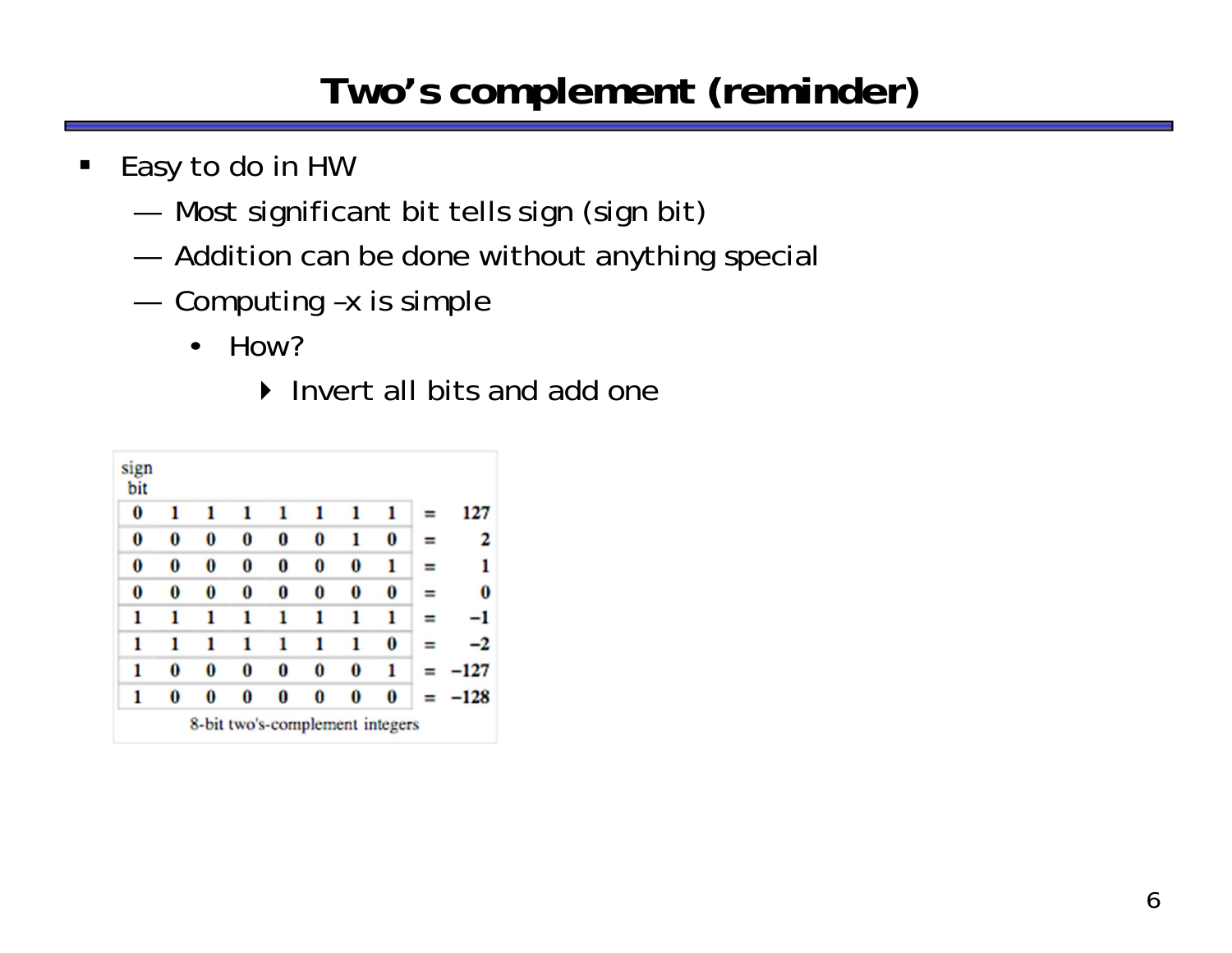# Two's complement (reminder)

- Easy to do in HW
  - Most significant bit tells sign (sign bit)
  - Addition can be done without anything special
  - Computing –x is simple
    - How?
      - Invert all bits and add one

| sign bit | | | | | | | | | |
|---|---|---|---|---|---|---|---|---|---|
| 0 | 1 | 1 | 1 | 1 | 1 | 1 | 1 | = | 127 |
| 0 | 0 | 0 | 0 | 0 | 0 | 1 | 0 | = | 2 |
| 0 | 0 | 0 | 0 | 0 | 0 | 0 | 1 | = | 1 |
| 0 | 0 | 0 | 0 | 0 | 0 | 0 | 0 | = | 0 |
| 1 | 1 | 1 | 1 | 1 | 1 | 1 | 1 | = | −1 |
| 1 | 1 | 1 | 1 | 1 | 1 | 1 | 0 | = | −2 |
| 1 | 0 | 0 | 0 | 0 | 0 | 0 | 1 | = | −127 |
| 1 | 0 | 0 | 0 | 0 | 0 | 0 | 0 | = | −128 |

8-bit two's-complement integers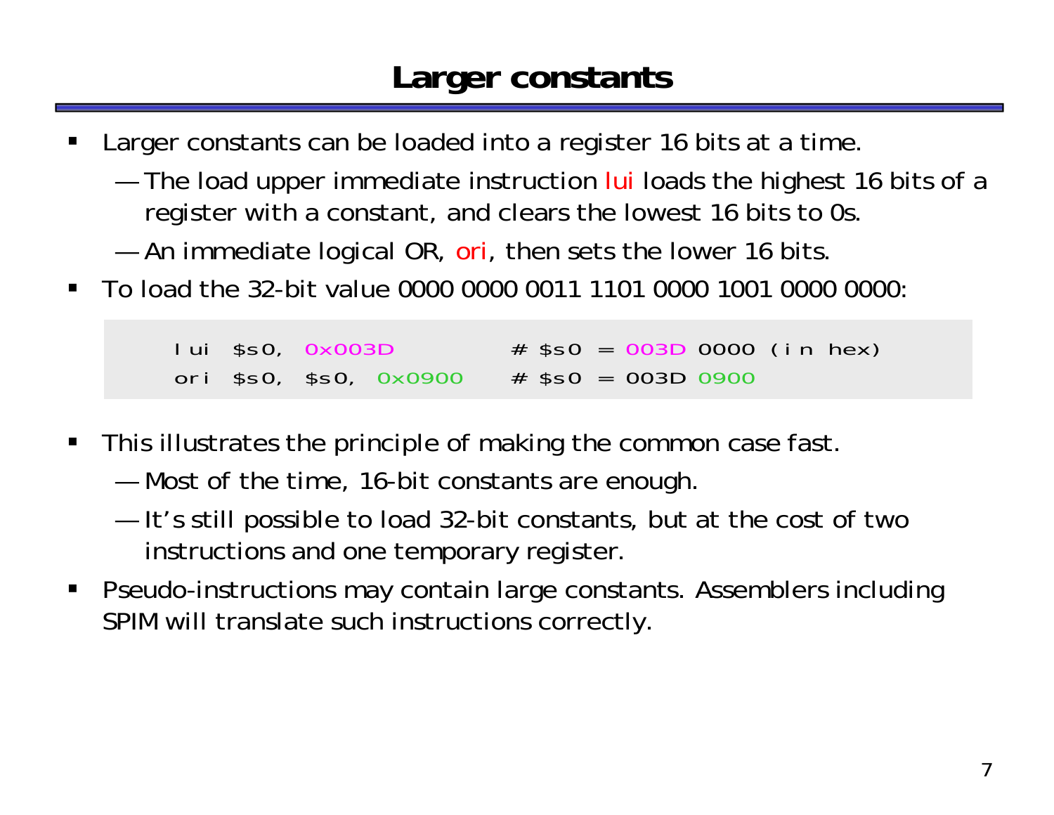# Larger constants

- Larger constants can be loaded into a register 16 bits at a time.
  - The load upper immediate instruction lui loads the highest 16 bits of a register with a constant, and clears the lowest 16 bits to 0s.
  - An immediate logical OR, ori, then sets the lower 16 bits.
- To load the 32-bit value 0000 0000 0011 1101 0000 1001 0000 0000:

```
lui  $s0, 0x003D          # $s0 = 003D 0000 (in hex)
ori  $s0, $s0, 0x0900     # $s0 = 003D 0900
```

- This illustrates the principle of making the common case fast.
  - Most of the time, 16-bit constants are enough.
  - It's still possible to load 32-bit constants, but at the cost of two instructions and one temporary register.
- Pseudo-instructions may contain large constants. Assemblers including SPIM will translate such instructions correctly.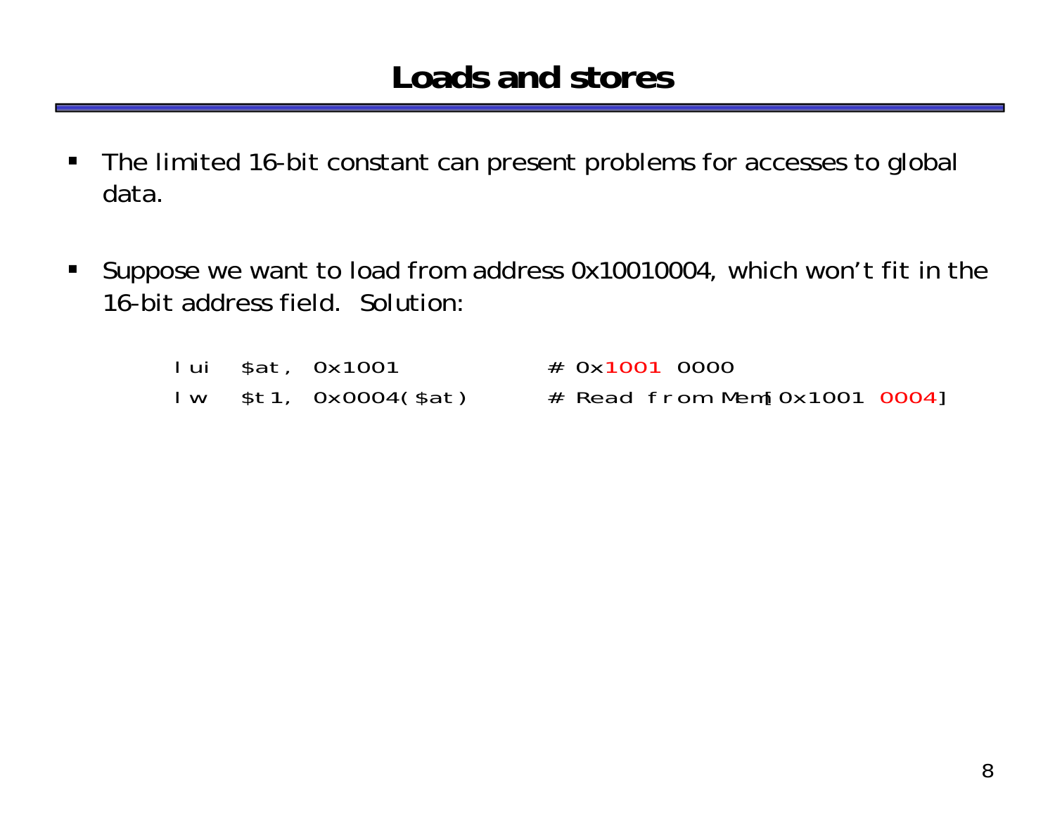# Loads and stores

- The limited 16-bit constant can present problems for accesses to global data.

- Suppose we want to load from address 0x10010004, which won't fit in the 16-bit address field. Solution:

```
lui   $at, 0x1001           # 0x1001 0000
lw    $t1, 0x0004($at)      # Read from Mem[0x1001 0004]
```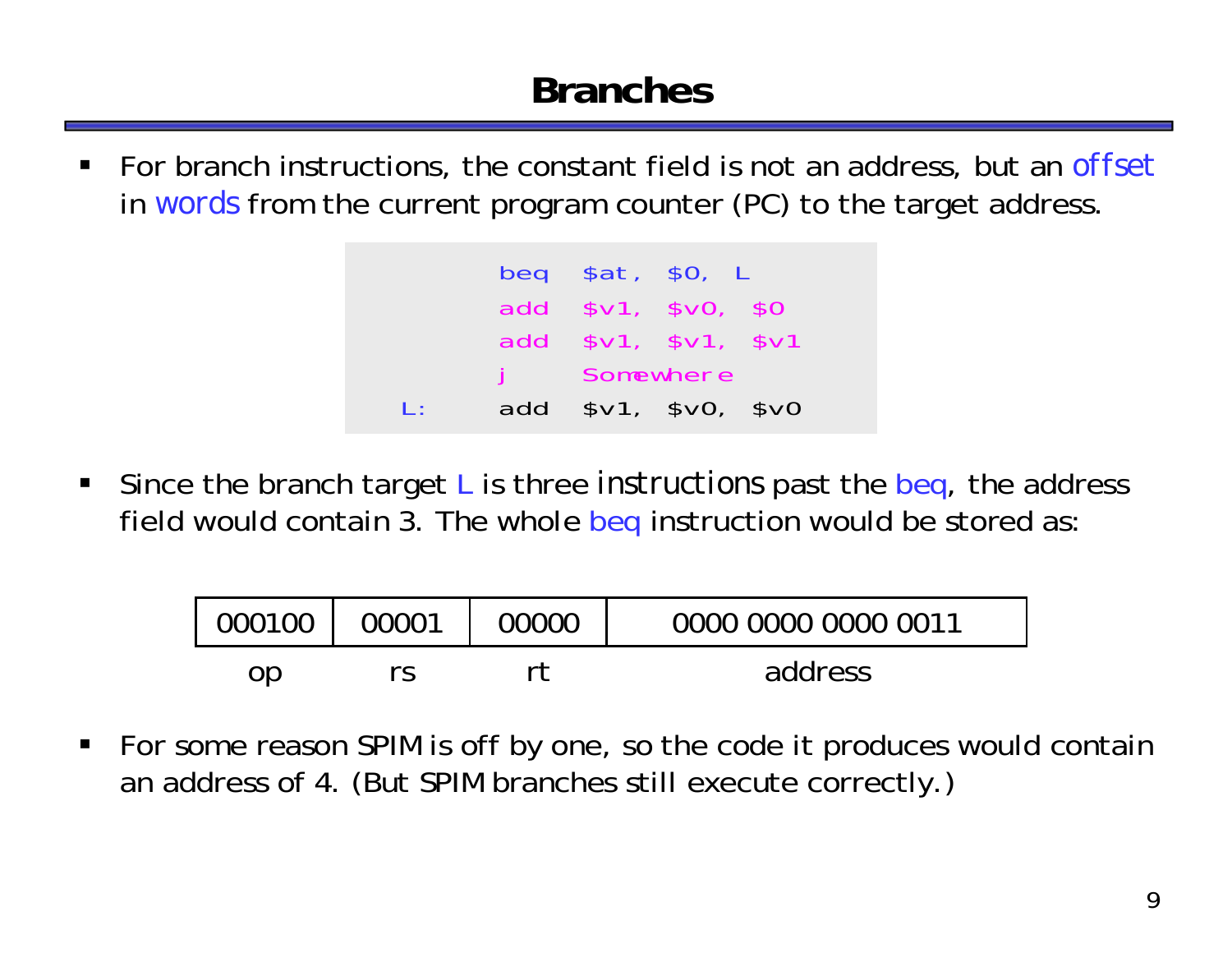# Branches

- For branch instructions, the constant field is not an address, but an *offset* in *words* from the current program counter (PC) to the target address.

```
        beq   $at, $0, L
        add   $v1, $v0, $0
        add   $v1, $v1, $v1
        j     Somewhere
L:      add   $v1, $v0, $v0
```

- Since the branch target L is three *instructions* past the beq, the address field would contain 3. The whole beq instruction would be stored as:

| 000100 | 00001 | 00000 | 0000 0000 0000 0011 |
|---|---|---|---|
| op | rs | rt | address |

- For some reason SPIM is off by one, so the code it produces would contain an address of 4. (But SPIM branches still execute correctly.)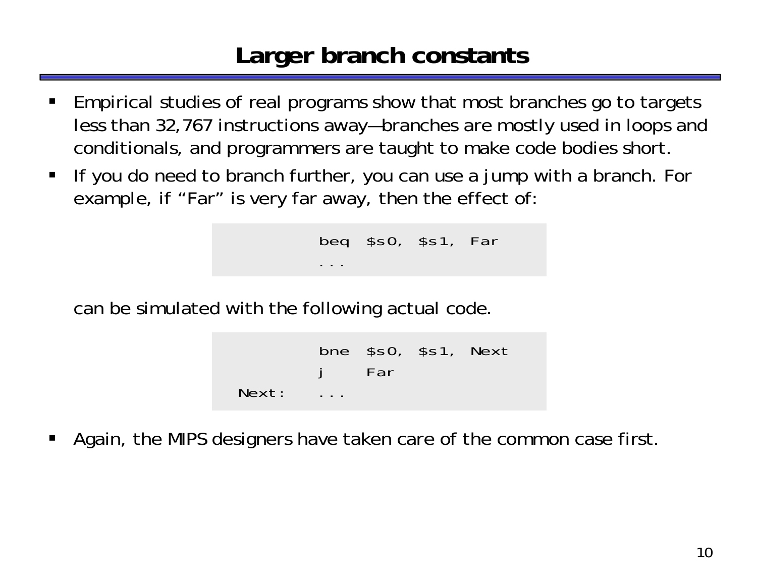# Larger branch constants

- Empirical studies of real programs show that most branches go to targets less than 32,767 instructions away—branches are mostly used in loops and conditionals, and programmers are taught to make code bodies short.
- If you do need to branch further, you can use a jump with a branch. For example, if "Far" is very far away, then the effect of:

```
        beq  $s0, $s1, Far
        ...
```

  can be simulated with the following actual code.

```
        bne  $s0, $s1, Next
        j    Far
Next:   ...
```

- Again, the MIPS designers have taken care of the common case first.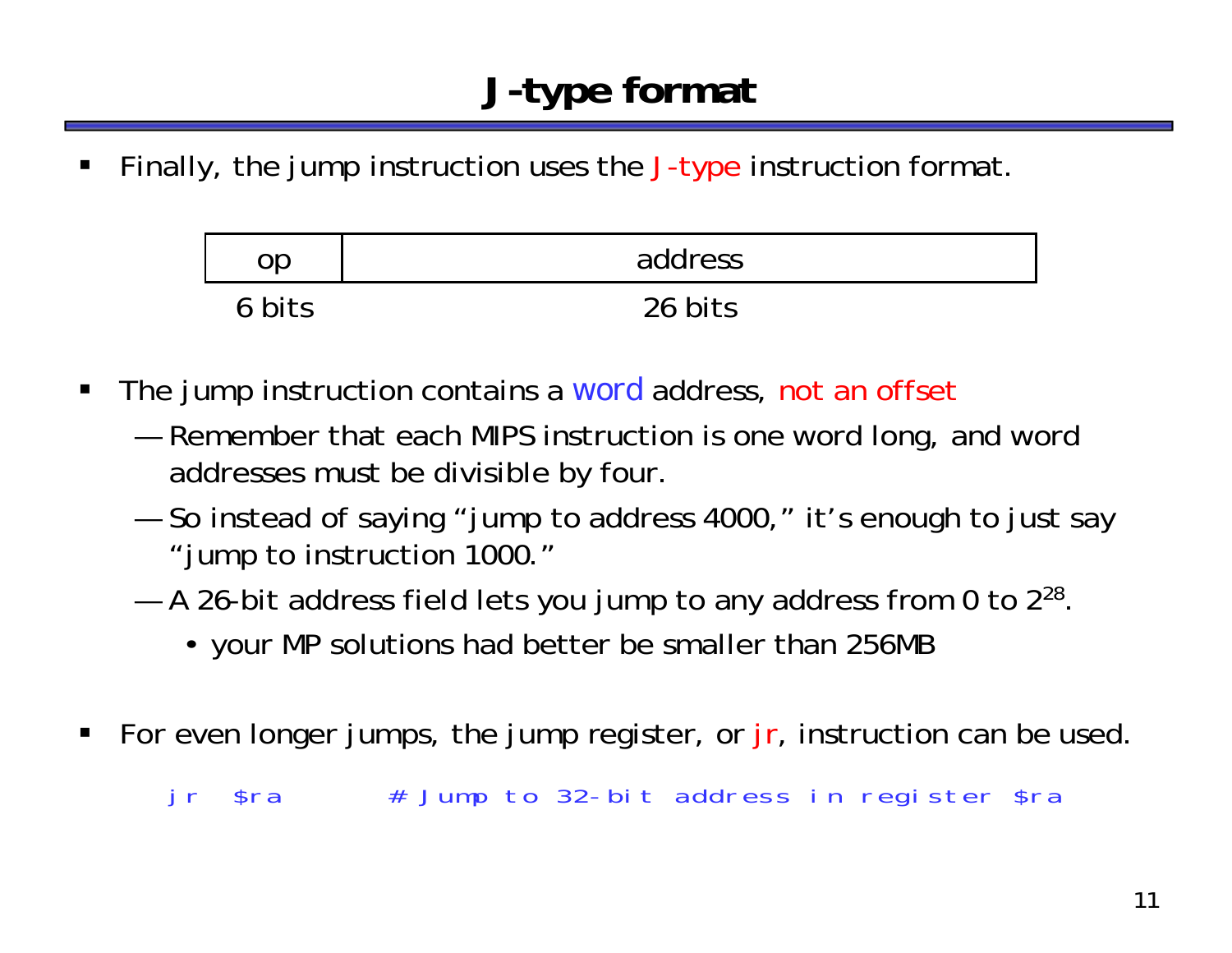# J-type format

- Finally, the jump instruction uses the J-type instruction format.

| op | address |
|---|---|
| 6 bits | 26 bits |

- The jump instruction contains a word address, not an offset
  - Remember that each MIPS instruction is one word long, and word addresses must be divisible by four.
  - So instead of saying "jump to address 4000," it's enough to just say "jump to instruction 1000."
  - A 26-bit address field lets you jump to any address from 0 to $2^{28}$.
    - your MP solutions had better be smaller than 256MB

- For even longer jumps, the jump register, or jr, instruction can be used.

```
jr   $ra        # Jump to 32-bit address in register $ra
```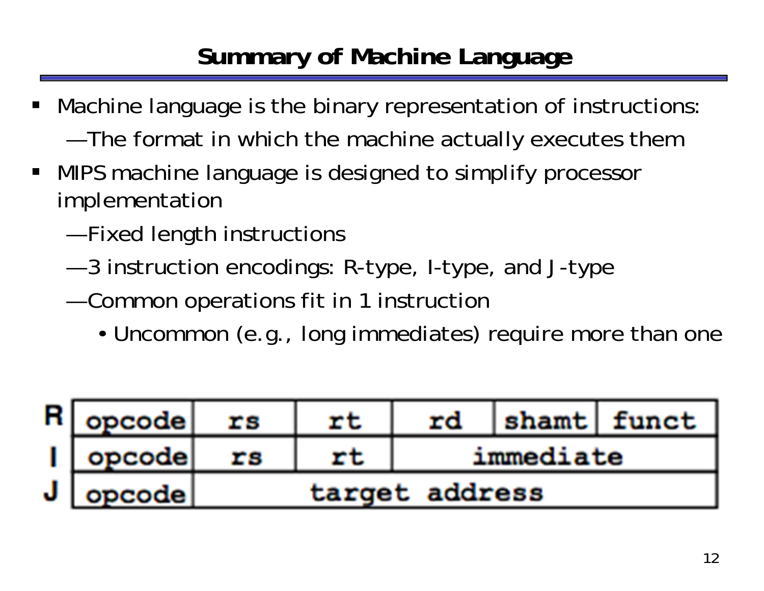# Summary of Machine Language

- Machine language is the binary representation of instructions:
  - The format in which the machine actually executes them
- MIPS machine language is designed to simplify processor implementation
  - Fixed length instructions
  - 3 instruction encodings: R-type, I-type, and J-type
  - Common operations fit in 1 instruction
    - Uncommon (e.g., long immediates) require more than one

| | | | | | | |
|---|---|---|---|---|---|---|
| R | opcode | rs | rt | rd | shamt | funct |
| I | opcode | rs | rt | immediate | | |
| J | opcode | target address | | | | |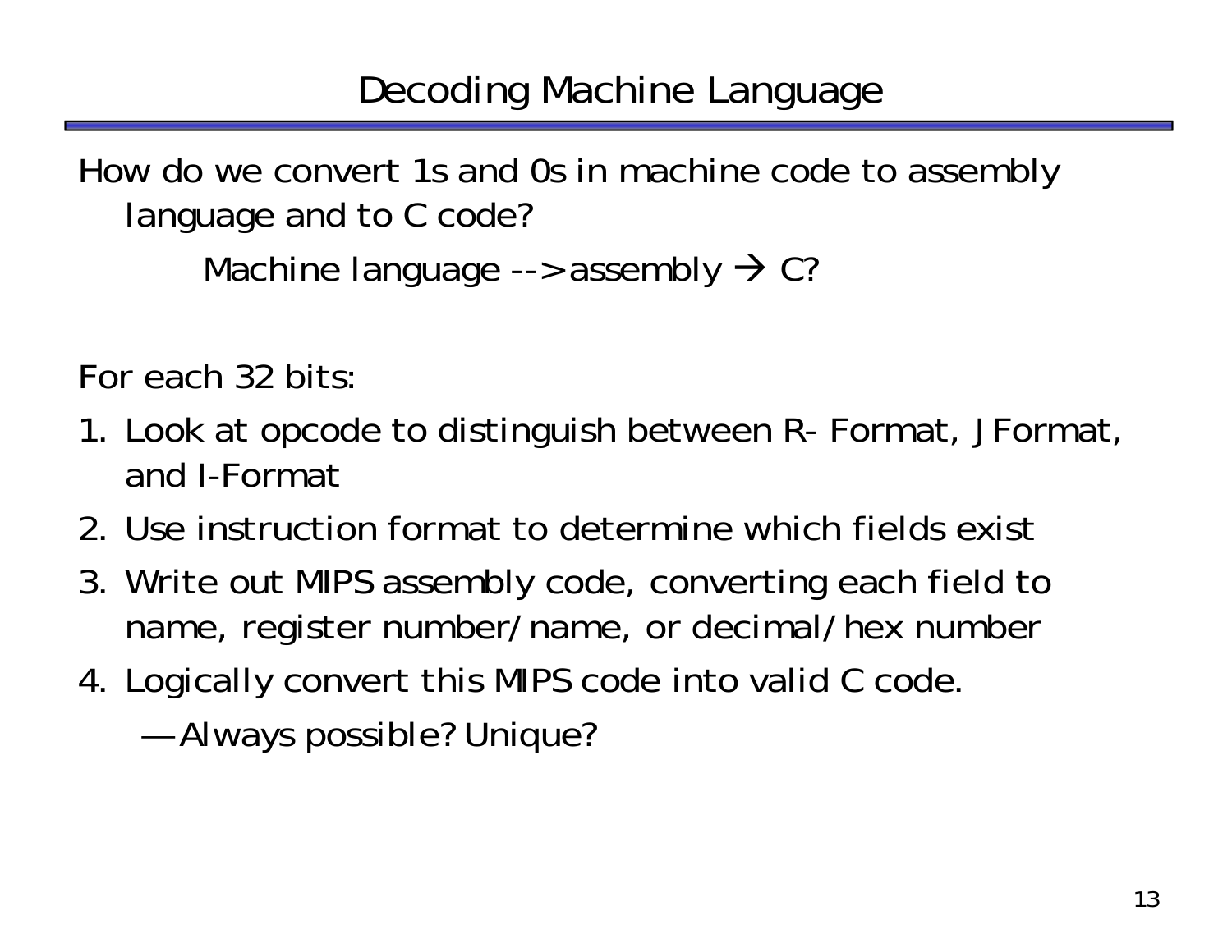# Decoding Machine Language

How do we convert 1s and 0s in machine code to assembly language and to C code?

Machine language --> assembly → C?

For each 32 bits:

1. Look at opcode to distinguish between R- Format, JFormat, and I-Format
2. Use instruction format to determine which fields exist
3. Write out MIPS assembly code, converting each field to name, register number/name, or decimal/hex number
4. Logically convert this MIPS code into valid C code.
   - Always possible? Unique?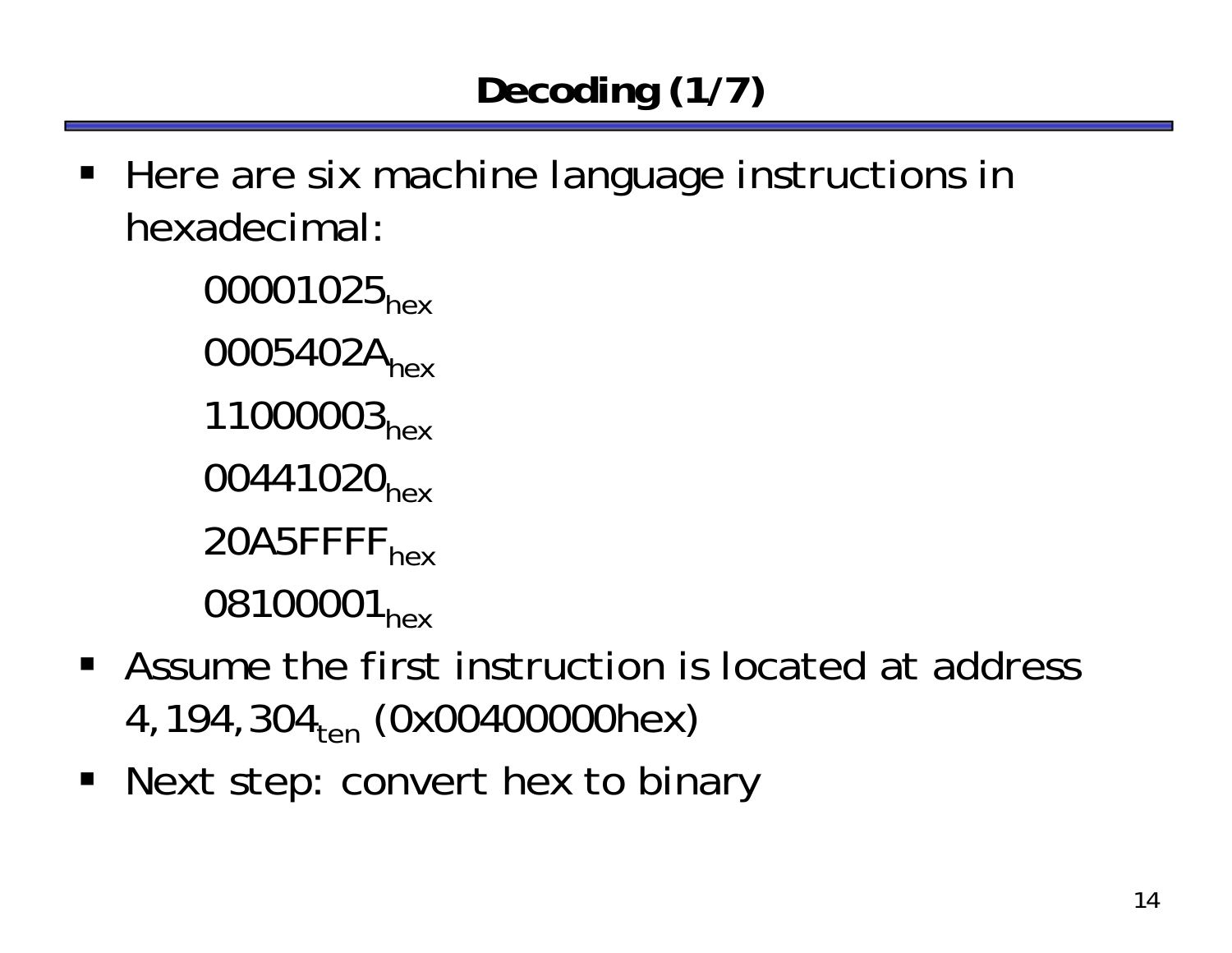# Decoding (1/7)

- Here are six machine language instructions in hexadecimal:

  $00001025_{hex}$

  $0005402A_{hex}$

  $11000003_{hex}$

  $00441020_{hex}$

  $20A5FFFF_{hex}$

  $08100001_{hex}$

- Assume the first instruction is located at address $4,194,304_{ten}$ (0x00400000hex)
- Next step: convert hex to binary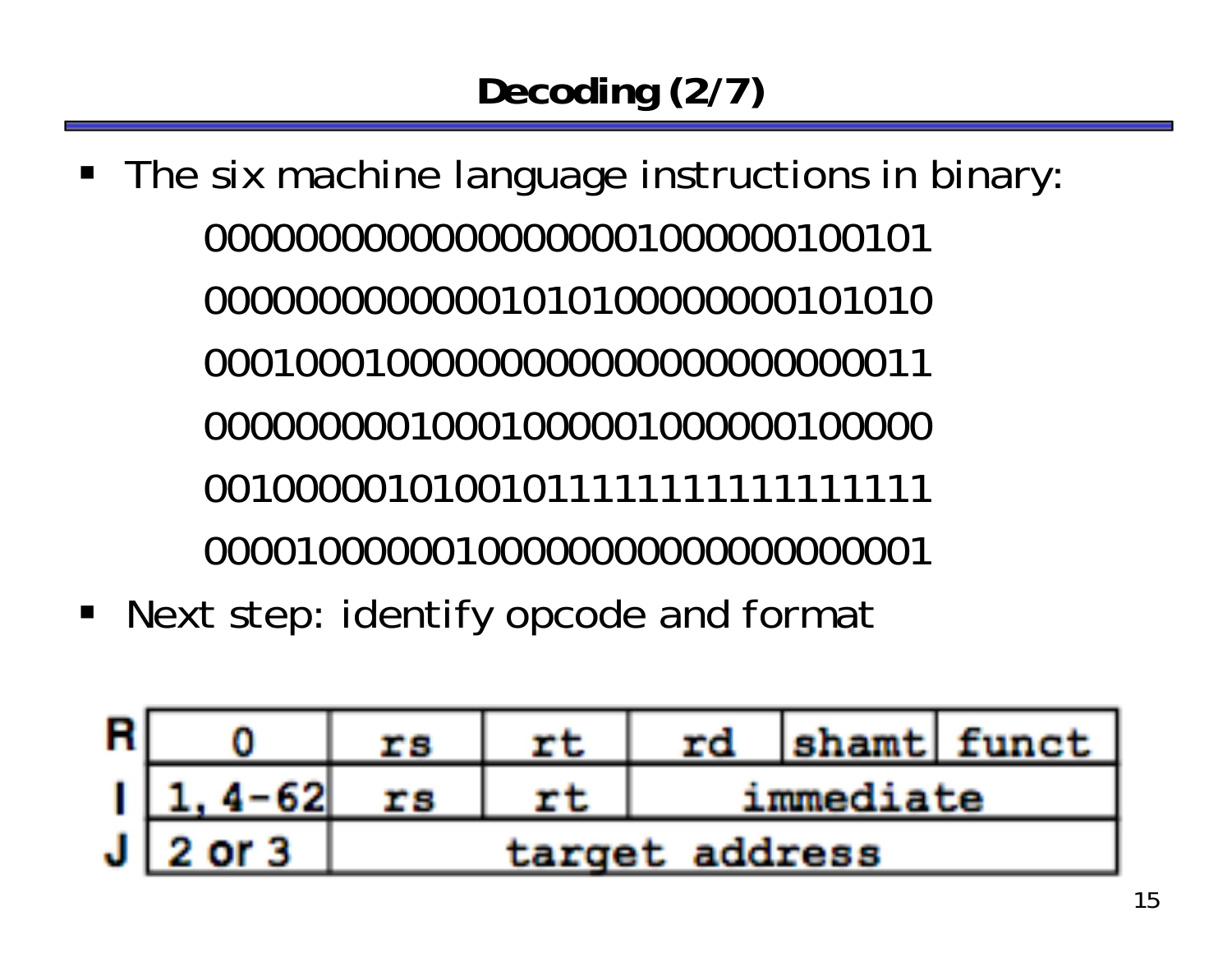# Decoding (2/7)

- The six machine language instructions in binary:

  00000000000000000001000000100101
  00000000000001010100000000101010
  00010001000000000000000000000011
  00000000010001000001000000100000
  00100000101001011111111111111111
  00001000000100000000000000000001

- Next step: identify opcode and format

| | | | | | | |
|---|---|---|---|---|---|---|
| **R** | 0 | rs | rt | rd | shamt | funct |
| **I** | 1, 4–62 | rs | rt | immediate | | |
| **J** | 2 or 3 | target address | | | | |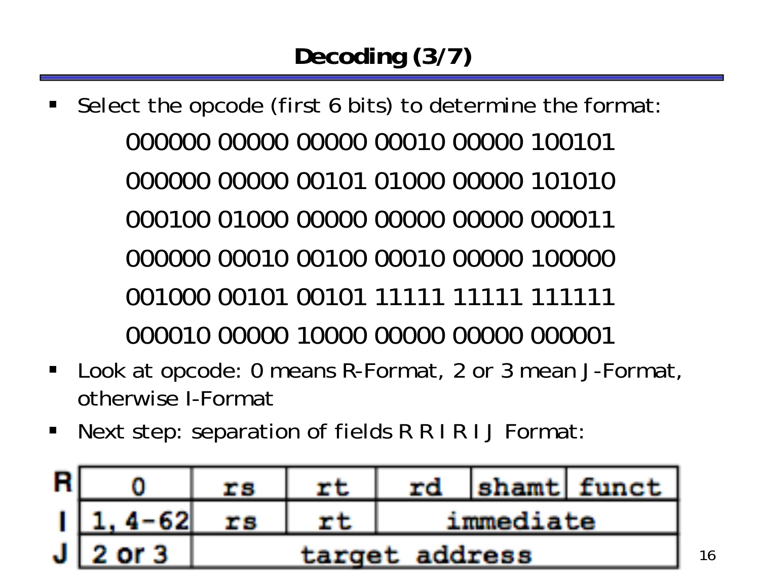# Decoding (3/7)

- Select the opcode (first 6 bits) to determine the format:

```
000000 00000 00000 00010 00000 100101
000000 00000 00101 01000 00000 101010
000100 01000 00000 00000 00000 000011
000000 00010 00100 00010 00000 100000
001000 00101 00101 11111 11111 111111
000010 00000 10000 00000 00000 000001
```

- Look at opcode: 0 means R-Format, 2 or 3 mean J-Format, otherwise I-Format
- Next step: separation of fields R R I R I J Format:

| | | | | | | |
|---|---|---|---|---|---|---|
| R | 0 | rs | rt | rd | shamt | funct |
| I | 1, 4-62 | rs | rt | immediate | | |
| J | 2 or 3 | target address | | | | |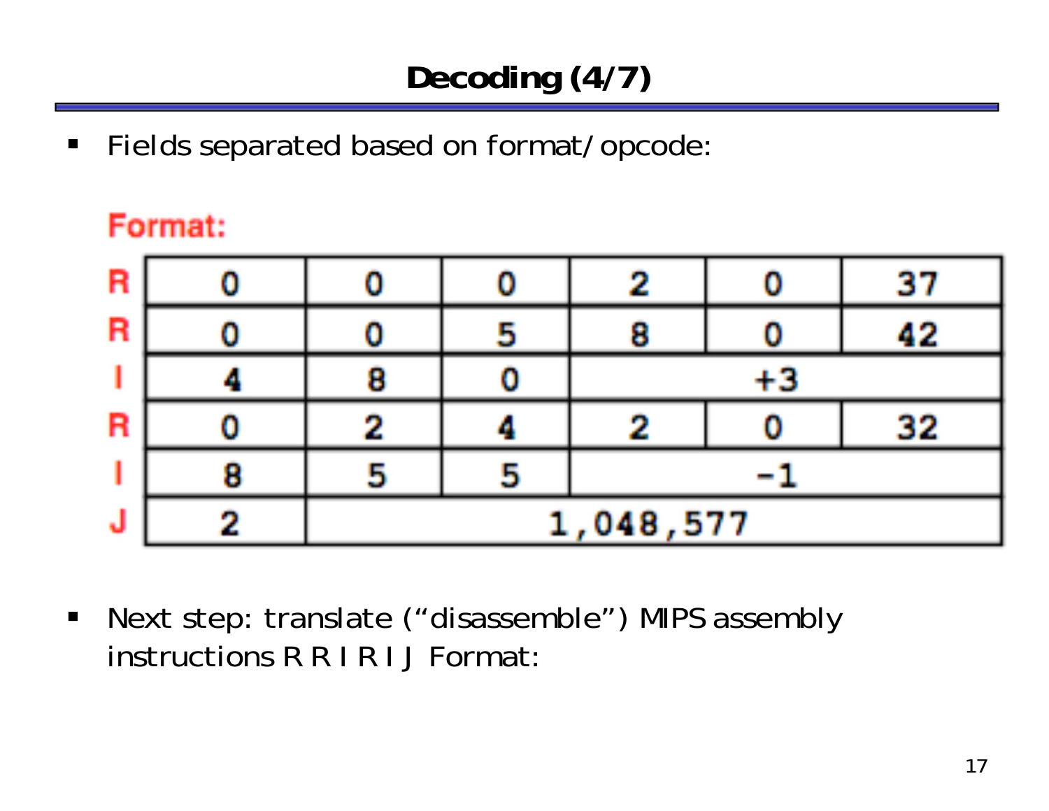# Decoding (4/7)

- Fields separated based on format/opcode:

**Format:**

| Format | | | | | | |
|---|---|---|---|---|---|---|
| R | 0 | 0 | 0 | 2 | 0 | 37 |
| R | 0 | 0 | 5 | 8 | 0 | 42 |
| I | 4 | 8 | 0 | +3 | | |
| R | 0 | 2 | 4 | 2 | 0 | 32 |
| I | 8 | 5 | 5 | −1 | | |
| J | 2 | 1,048,577 | | | | |

- Next step: translate ("disassemble") MIPS assembly instructions R R I R I J Format: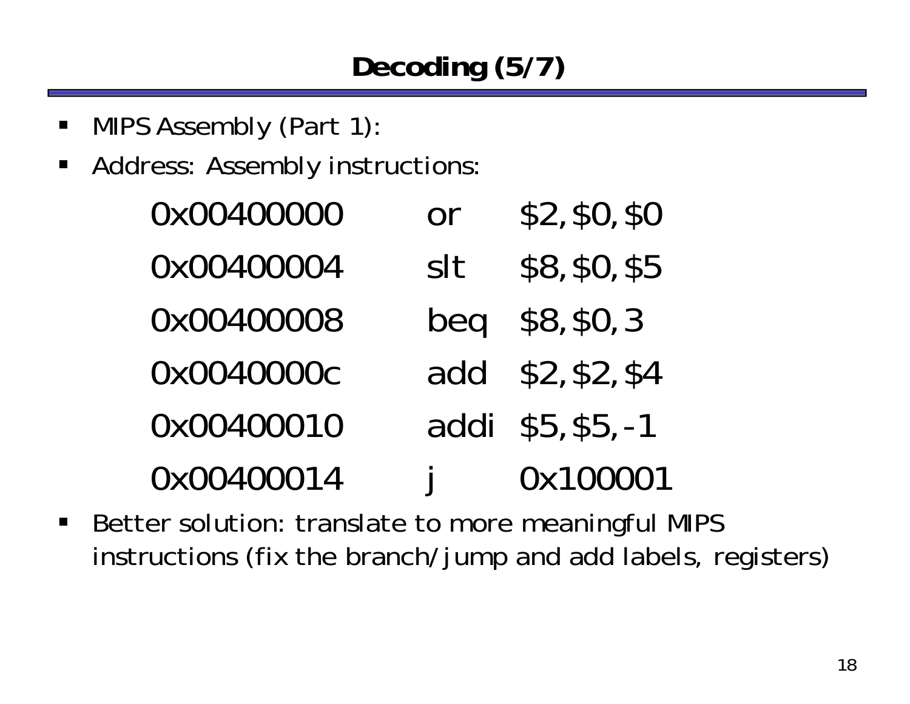# Decoding (5/7)

- MIPS Assembly (Part 1):
- Address: Assembly instructions:

```
0x00400000    or    $2,$0,$0
0x00400004    slt   $8,$0,$5
0x00400008    beq   $8,$0,3
0x0040000c    add   $2,$2,$4
0x00400010    addi  $5,$5,-1
0x00400014    j     0x100001
```

- Better solution: translate to more meaningful MIPS instructions (fix the branch/jump and add labels, registers)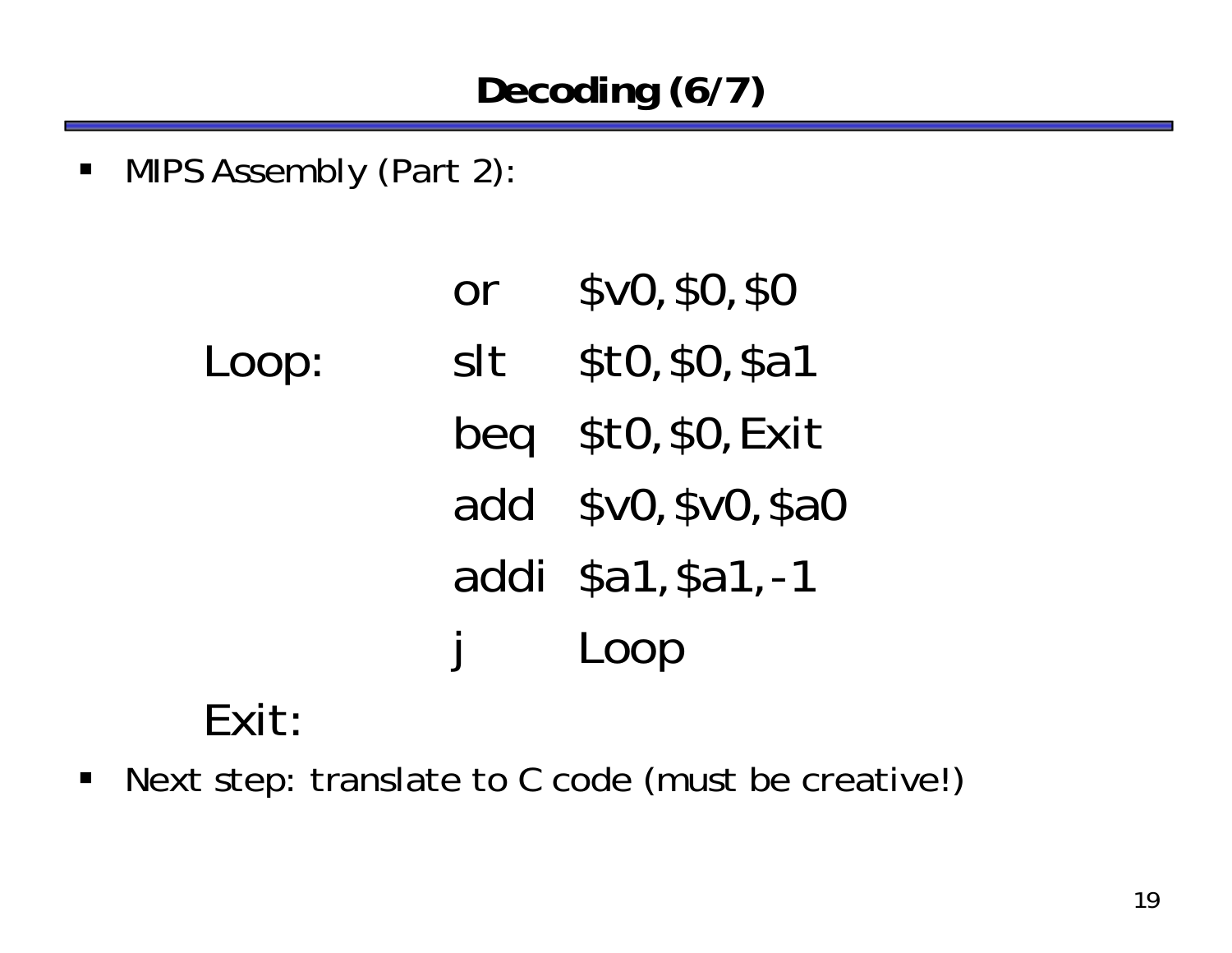# Decoding (6/7)

- MIPS Assembly (Part 2):

```
        or   $v0,$0,$0
Loop:   slt  $t0,$0,$a1
        beq  $t0,$0,Exit
        add  $v0,$v0,$a0
        addi $a1,$a1,-1
        j    Loop
Exit:
```

- Next step: translate to C code (must be creative!)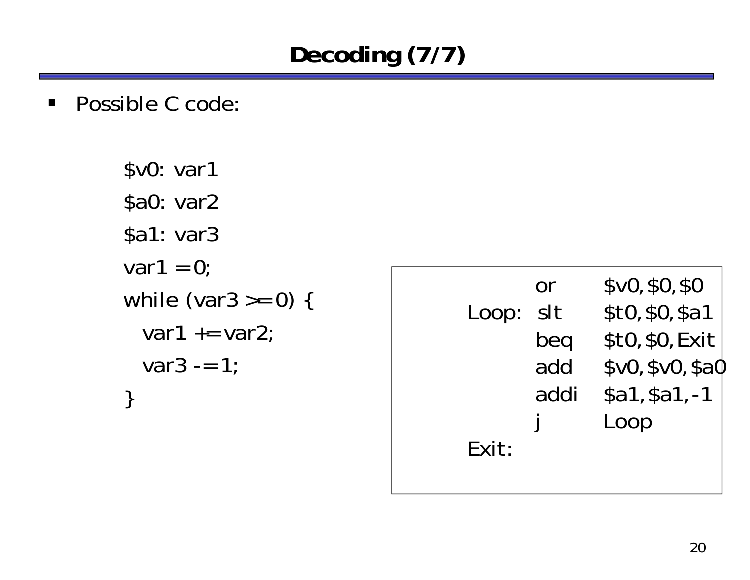# Decoding (7/7)

- Possible C code:

```
$v0: var1
$a0: var2
$a1: var3
var1 = 0;
while (var3 >= 0) {
  var1 += var2;
  var3 -= 1;
}
```

```
        or    $v0, $0, $0
Loop:   slt   $t0, $0, $a1
        beq   $t0, $0, Exit
        add   $v0, $v0, $a0
        addi  $a1, $a1, -1
        j     Loop
Exit:
```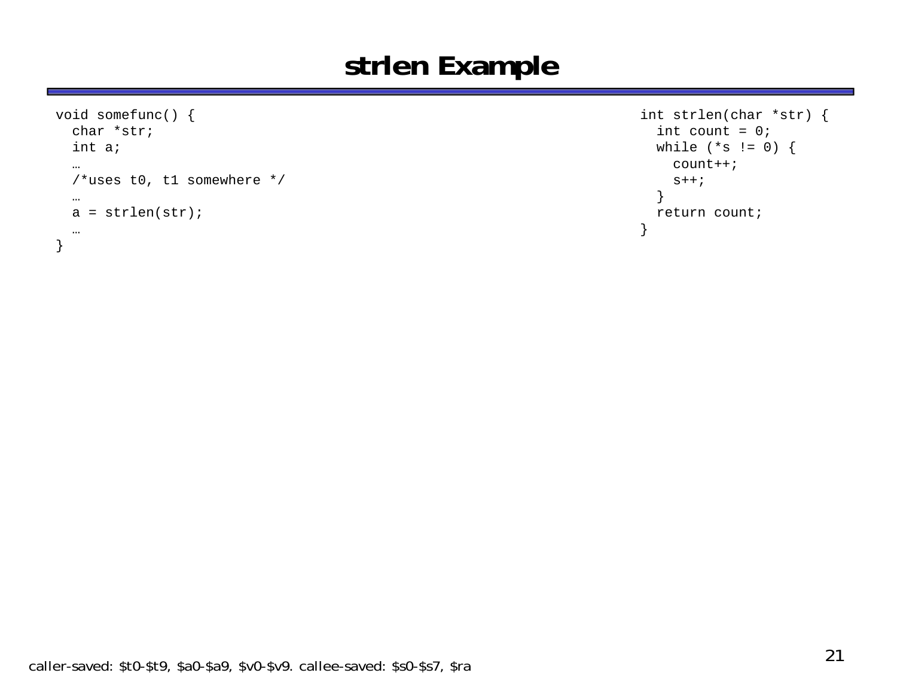# strlen Example

```
void somefunc() {
  char *str;
  int a;
  …
  /*uses t0, t1 somewhere */
  …
  a = strlen(str);
  …
}
```

```
int strlen(char *str) {
  int count = 0;
  while (*s != 0) {
    count++;
    s++;
  }
  return count;
}
```

caller-saved: $t0-$t9, $a0-$a9, $v0-$v9. callee-saved: $s0-$s7, $ra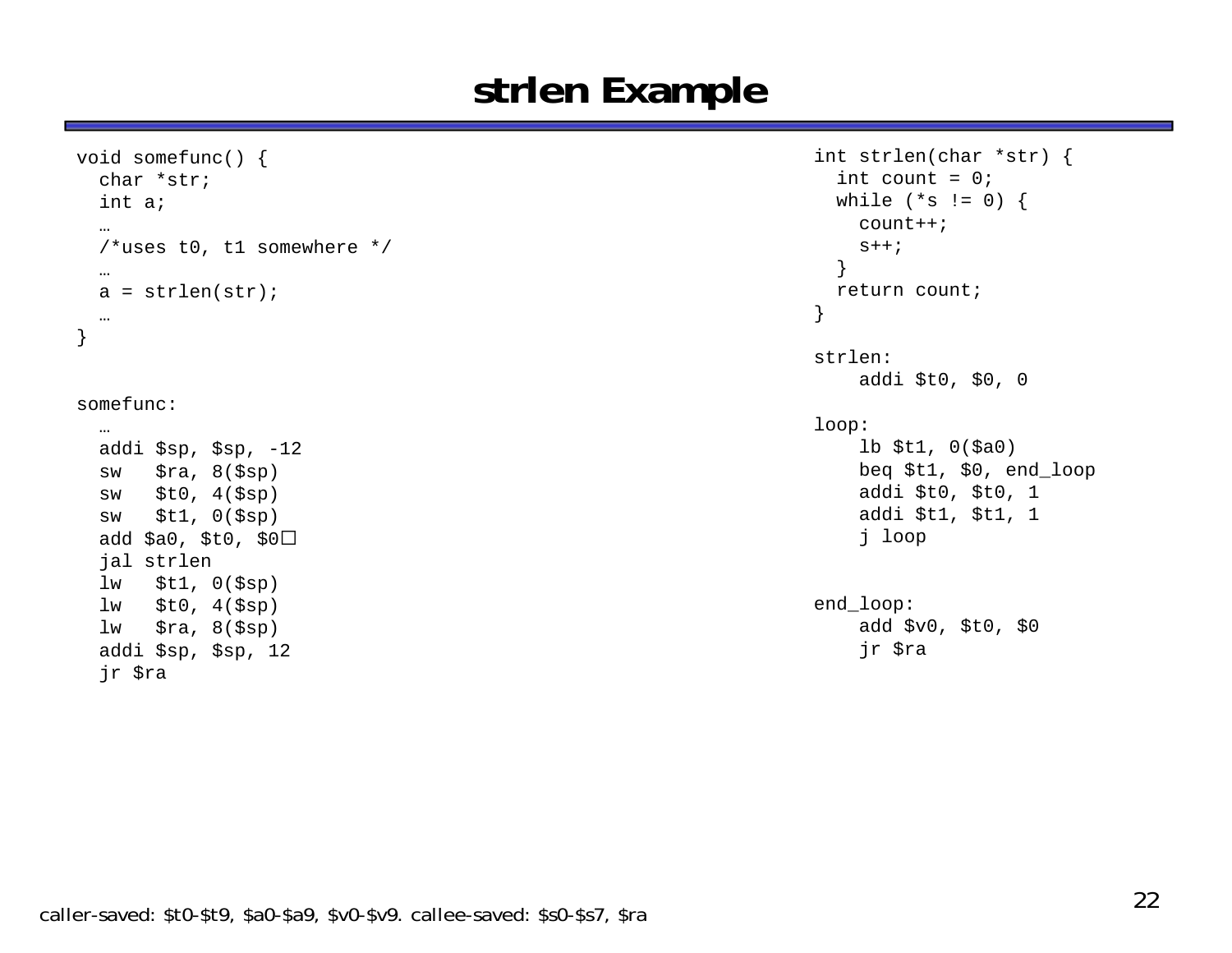# strlen Example

```
void somefunc() {
  char *str;
  int a;
  …
  /*uses t0, t1 somewhere */
  …
  a = strlen(str);
  …
}


somefunc:
  …
  addi $sp, $sp, -12
  sw   $ra, 8($sp)
  sw   $t0, 4($sp)
  sw   $t1, 0($sp)
  add $a0, $t0, $0
  jal strlen
  lw   $t1, 0($sp)
  lw   $t0, 4($sp)
  lw   $ra, 8($sp)
  addi $sp, $sp, 12
  jr $ra
```

```
int strlen(char *str) {
  int count = 0;
  while (*s != 0) {
    count++;
    s++;
  }
  return count;
}

strlen:
    addi $t0, $0, 0

loop:
    lb $t1, 0($a0)
    beq $t1, $0, end_loop
    addi $t0, $t0, 1
    addi $t1, $t1, 1
    j loop


end_loop:
    add $v0, $t0, $0
    jr $ra
```

caller-saved: $t0-$t9, $a0-$a9, $v0-$v9. callee-saved: $s0-$s7, $ra